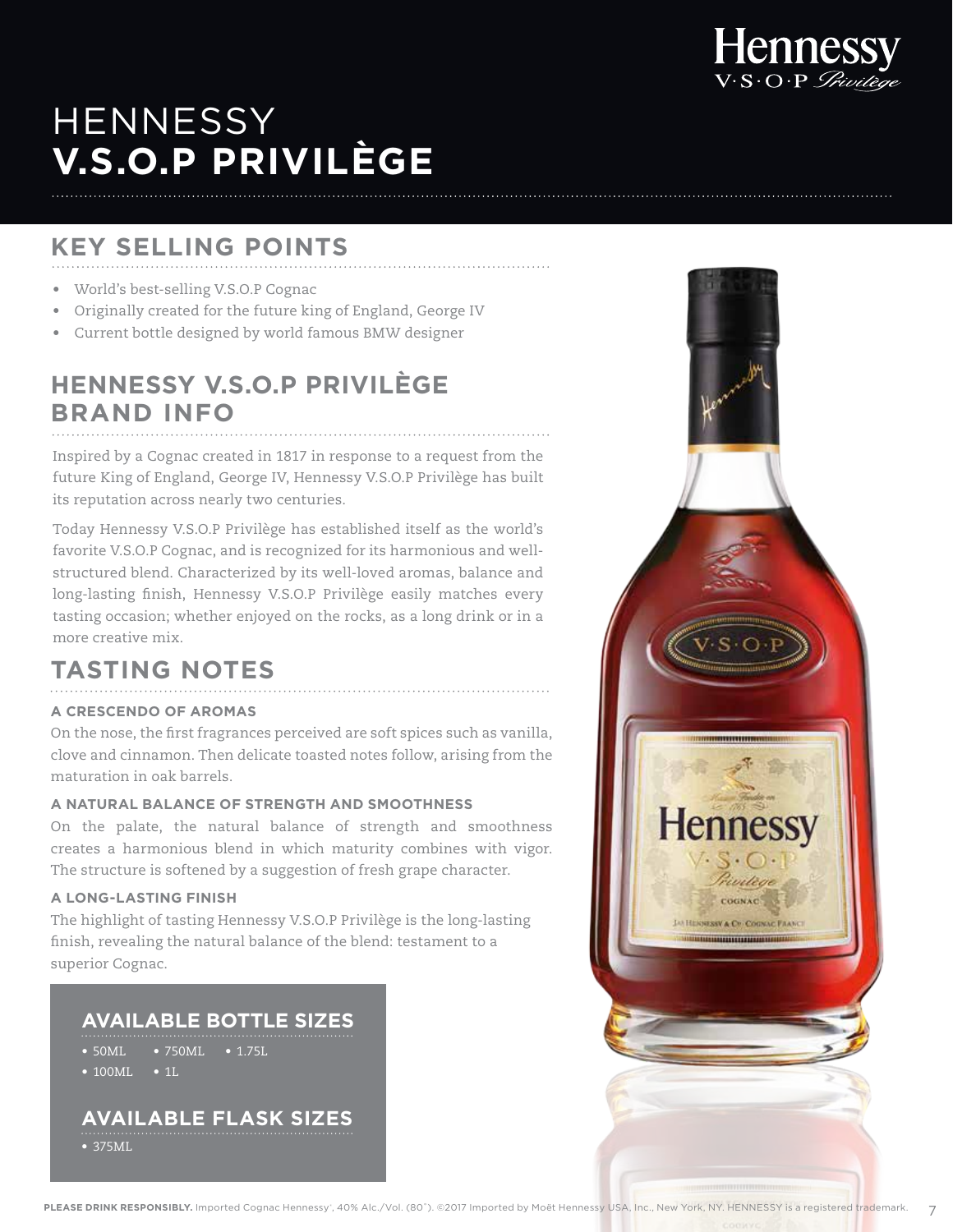# HENNESSY **V.S.O.P PRIVILÈGE**

## KEY SELLING POINTS

- World's best-selling V.S.O.P Cognac
- Originally created for the future king of England, George IV
- Current bottle designed by world famous BMW designer

## HENNESSY V.S.O.P PRIVILÈGE BRAND INFO

Inspired by a Cognac created in 1817 in response to a request from the future King of England, George IV, Hennessy V.S.O.P Privilège has built its reputation across nearly two centuries.

Today Hennessy V.S.O.P Privilège has established itself as the world's favorite V.S.O.P Cognac, and is recognized for its harmonious and well-structured blend. Characterized by its well-loved aromas, balance and long-lasting finish, Hennessy V.S.O.P Privilège easily matches every tasting occasion; whether enjoyed on the rocks, as a long drink or in a more creative mix.

## TASTING NOTES

### A CRESCENDO OF AROMAS

On the nose, the first fragrances perceived are soft spices such as vanilla, clove and cinnamon. Then delicate toasted notes follow, arising from the maturation in oak barrels.

### A NATURAL BALANCE OF STRENGTH AND SMOOTHNESS

On the palate, the natural balance of strength and smoothness creates a harmonious blend in which maturity combines with vigor. The structure is softened by a suggestion of fresh grape character.

### A LONG-LASTING FINISH

The highlight of tasting Hennessy V.S.O.P Privilège is the long-lasting finish, revealing the natural balance of the blend: testament to a superior Cognac.

## AVAILABLE BOTTLE SIZES

- 50ML
- 750ML
- 1.75L
- 100ML
- 1L

## AVAILABLE FLASK SIZES

- 375ML

**PLEASE DRINK RESPONSIBLY.** Imported Cognac Hennessy®, 40% Alc./Vol. (80°). ©2017 Imported by Moët Hennessy USA, Inc., New York, NY. HENNESSY is a registered trademark.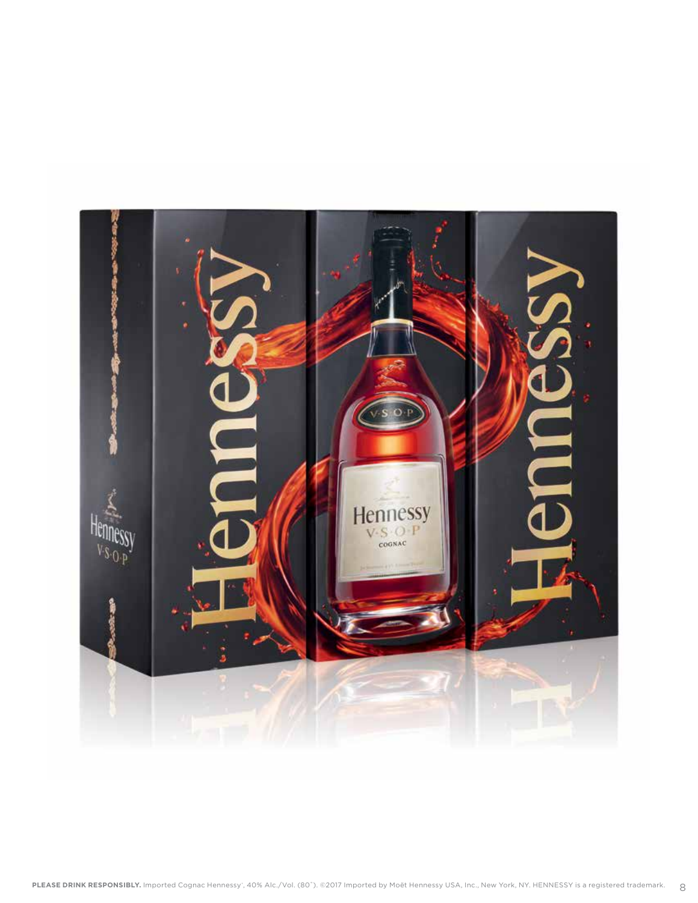**PLEASE DRINK RESPONSIBLY.** Imported Cognac Hennessy®, 40% Alc./Vol. (80°). ©2017 Imported by Moët Hennessy USA, Inc., New York, NY. HENNESSY is a registered trademark.